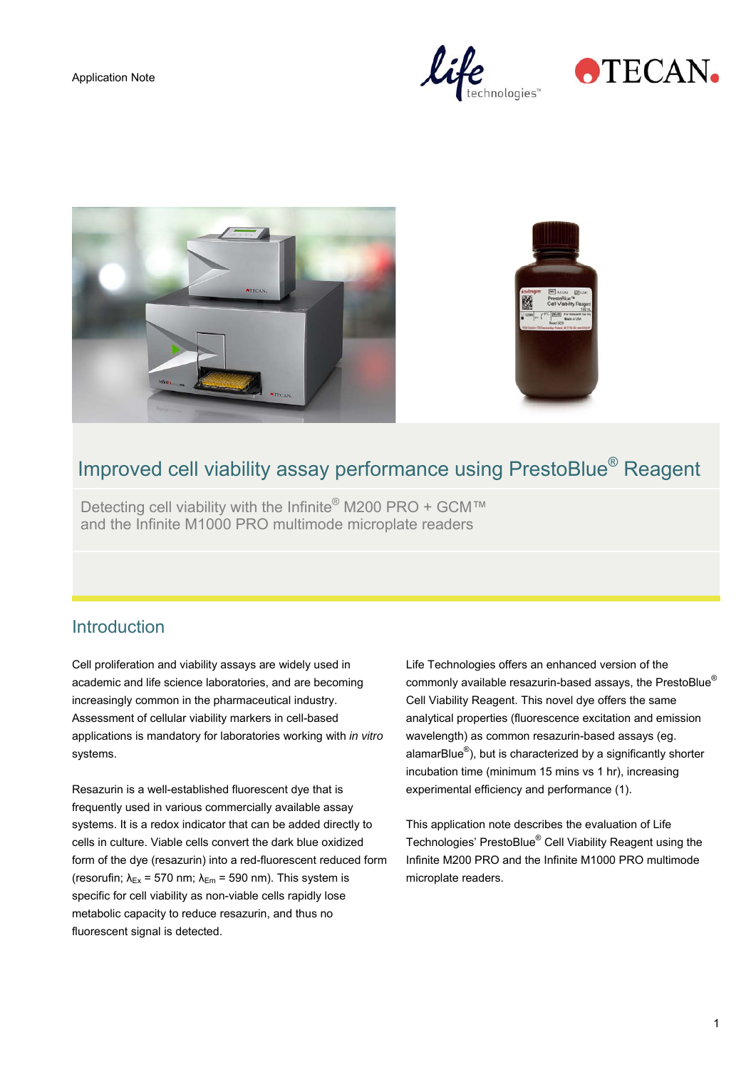Application Note

# Improved cell viability assay performance using PrestoBlue® Reagent

Detecting cell viability with the Infinite® M200 PRO + GCM™ and the Infinite M1000 PRO multimode microplate readers

## Introduction

Cell proliferation and viability assays are widely used in academic and life science laboratories, and are becoming increasingly common in the pharmaceutical industry. Assessment of cellular viability markers in cell-based applications is mandatory for laboratories working with *in vitro* systems.

Resazurin is a well-established fluorescent dye that is frequently used in various commercially available assay systems. It is a redox indicator that can be added directly to cells in culture. Viable cells convert the dark blue oxidized form of the dye (resazurin) into a red-fluorescent reduced form (resorufin; $\lambda_{Ex}$ = 570 nm; $\lambda_{Em}$ = 590 nm). This system is specific for cell viability as non-viable cells rapidly lose metabolic capacity to reduce resazurin, and thus no fluorescent signal is detected.

Life Technologies offers an enhanced version of the commonly available resazurin-based assays, the PrestoBlue® Cell Viability Reagent. This novel dye offers the same analytical properties (fluorescence excitation and emission wavelength) as common resazurin-based assays (eg. alamarBlue®), but is characterized by a significantly shorter incubation time (minimum 15 mins vs 1 hr), increasing experimental efficiency and performance (1).

This application note describes the evaluation of Life Technologies' PrestoBlue® Cell Viability Reagent using the Infinite M200 PRO and the Infinite M1000 PRO multimode microplate readers.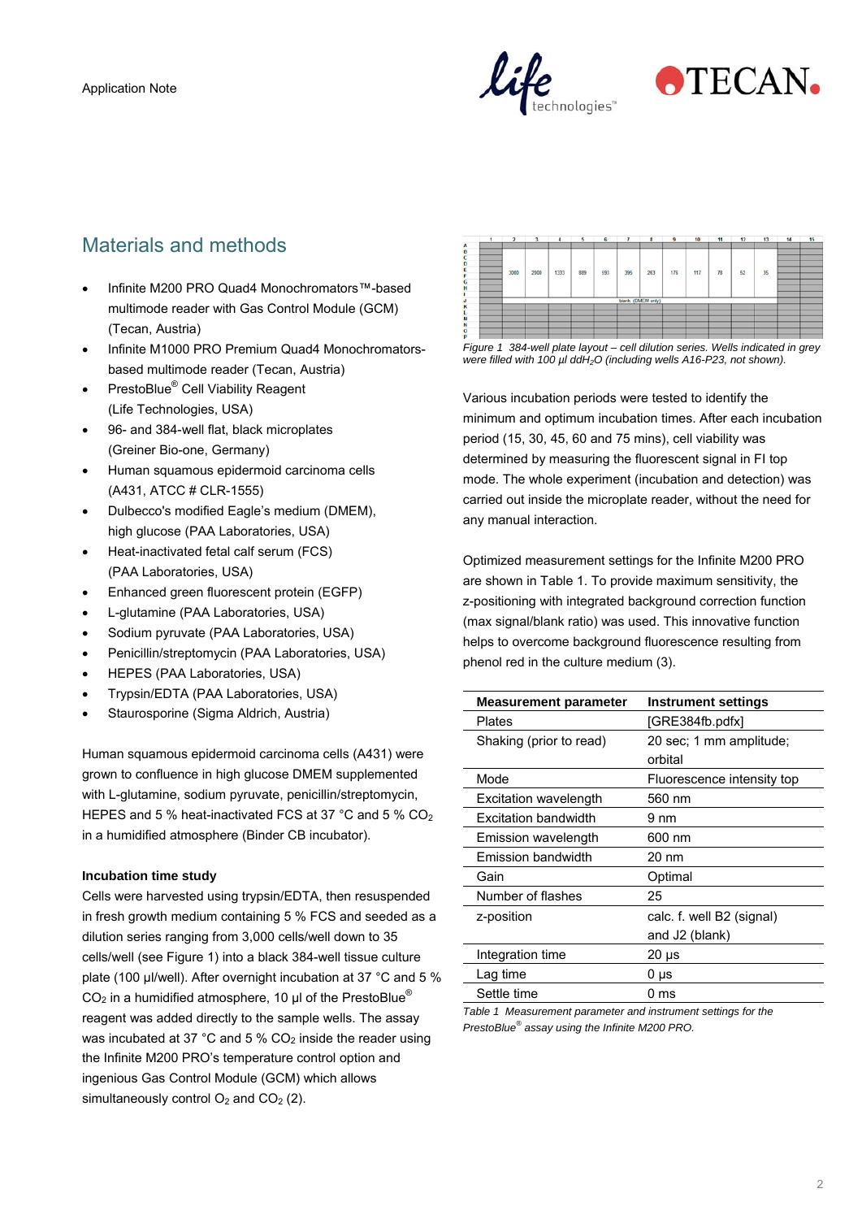## Materials and methods

- Infinite M200 PRO Quad4 Monochromators™-based multimode reader with Gas Control Module (GCM) (Tecan, Austria)
- Infinite M1000 PRO Premium Quad4 Monochromators-based multimode reader (Tecan, Austria)
- PrestoBlue® Cell Viability Reagent (Life Technologies, USA)
- 96- and 384-well flat, black microplates (Greiner Bio-one, Germany)
- Human squamous epidermoid carcinoma cells (A431, ATCC # CLR-1555)
- Dulbecco's modified Eagle's medium (DMEM), high glucose (PAA Laboratories, USA)
- Heat-inactivated fetal calf serum (FCS) (PAA Laboratories, USA)
- Enhanced green fluorescent protein (EGFP)
- L-glutamine (PAA Laboratories, USA)
- Sodium pyruvate (PAA Laboratories, USA)
- Penicillin/streptomycin (PAA Laboratories, USA)
- HEPES (PAA Laboratories, USA)
- Trypsin/EDTA (PAA Laboratories, USA)
- Staurosporine (Sigma Aldrich, Austria)

Human squamous epidermoid carcinoma cells (A431) were grown to confluence in high glucose DMEM supplemented with L-glutamine, sodium pyruvate, penicillin/streptomycin, HEPES and 5 % heat-inactivated FCS at 37 °C and 5 % $CO_2$ in a humidified atmosphere (Binder CB incubator).

**Incubation time study**

Cells were harvested using trypsin/EDTA, then resuspended in fresh growth medium containing 5 % FCS and seeded as a dilution series ranging from 3,000 cells/well down to 35 cells/well (see Figure 1) into a black 384-well tissue culture plate (100 µl/well). After overnight incubation at 37 °C and 5 % $CO_2$ in a humidified atmosphere, 10 µl of the PrestoBlue® reagent was added directly to the sample wells. The assay was incubated at 37 °C and 5 % $CO_2$ inside the reader using the Infinite M200 PRO's temperature control option and ingenious Gas Control Module (GCM) which allows simultaneously control $O_2$ and $CO_2$ (2).

| | 1 | 2 | 3 | 4 | 5 | 6 | 7 | 8 | 9 | 10 | 11 | 12 | 13 | 14 | 15 |
|---|---|---|---|---|---|---|---|---|---|---|---|---|---|---|---|
| B–I | | 3000 | 2000 | 1333 | 889 | 593 | 395 | 263 | 176 | 117 | 78 | 52 | 35 | | |
| J | | blank (DMEM only) | | | | | | | | | | | | | |

*Figure 1 384-well plate layout – cell dilution series. Wells indicated in grey were filled with 100 µl $ddH_2O$ (including wells A16-P23, not shown).*

Various incubation periods were tested to identify the minimum and optimum incubation times. After each incubation period (15, 30, 45, 60 and 75 mins), cell viability was determined by measuring the fluorescent signal in FI top mode. The whole experiment (incubation and detection) was carried out inside the microplate reader, without the need for any manual interaction.

Optimized measurement settings for the Infinite M200 PRO are shown in Table 1. To provide maximum sensitivity, the z-positioning with integrated background correction function (max signal/blank ratio) was used. This innovative function helps to overcome background fluorescence resulting from phenol red in the culture medium (3).

| Measurement parameter | Instrument settings |
|---|---|
| Plates | [GRE384fb.pdfx] |
| Shaking (prior to read) | 20 sec; 1 mm amplitude; orbital |
| Mode | Fluorescence intensity top |
| Excitation wavelength | 560 nm |
| Excitation bandwidth | 9 nm |
| Emission wavelength | 600 nm |
| Emission bandwidth | 20 nm |
| Gain | Optimal |
| Number of flashes | 25 |
| z-position | calc. f. well B2 (signal) and J2 (blank) |
| Integration time | 20 µs |
| Lag time | 0 µs |
| Settle time | 0 ms |

*Table 1 Measurement parameter and instrument settings for the PrestoBlue® assay using the Infinite M200 PRO.*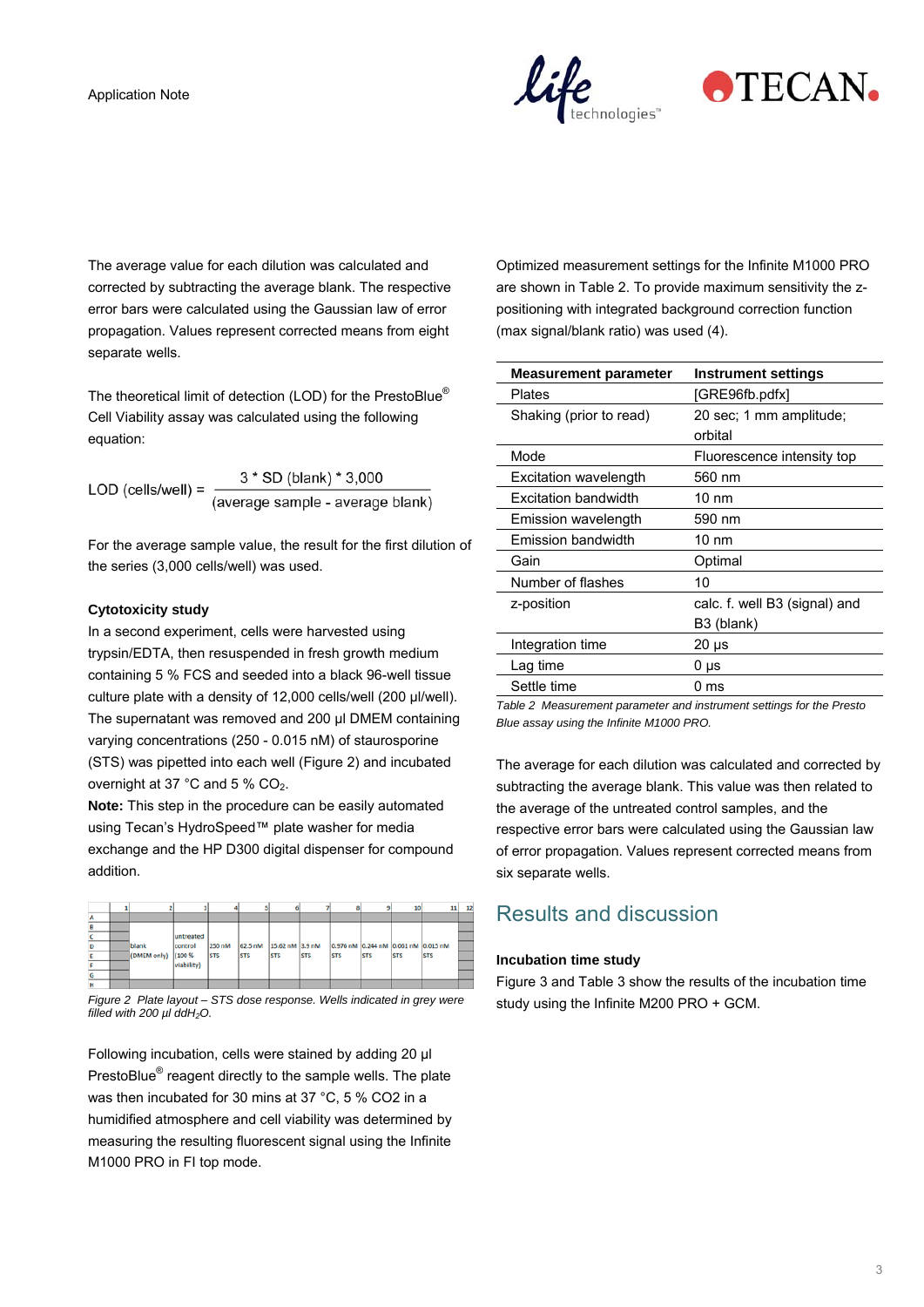The average value for each dilution was calculated and corrected by subtracting the average blank. The respective error bars were calculated using the Gaussian law of error propagation. Values represent corrected means from eight separate wells.

The theoretical limit of detection (LOD) for the PrestoBlue® Cell Viability assay was calculated using the following equation:

$$\text{LOD (cells/well)} = \frac{3 * \text{SD (blank)} * 3{,}000}{(\text{average sample - average blank})}$$

For the average sample value, the result for the first dilution of the series (3,000 cells/well) was used.

### Cytotoxicity study

In a second experiment, cells were harvested using trypsin/EDTA, then resuspended in fresh growth medium containing 5 % FCS and seeded into a black 96-well tissue culture plate with a density of 12,000 cells/well (200 µl/well). The supernatant was removed and 200 µl DMEM containing varying concentrations (250 - 0.015 nM) of staurosporine (STS) was pipetted into each well (Figure 2) and incubated overnight at 37 °C and 5 % $CO_2$.

**Note:** This step in the procedure can be easily automated using Tecan's HydroSpeed™ plate washer for media exchange and the HP D300 digital dispenser for compound addition.

| | 1 | 2 | 3 | 4 | 5 | 6 | 7 | 8 | 9 | 10 | 11 | 12 |
|---|---|---|---|---|---|---|---|---|---|---|---|---|
| A | | | | | | | | | | | | |
| B | | | | | | | | | | | | |
| C–F | | blank (DMEM only) | untreated control (100 % viability) | 250 nM STS | 62.5 nM STS | 15.62 nM STS | 3.9 nM STS | 0.976 nM STS | 0.244 nM STS | 0.061 nM STS | 0.015 nM STS | |
| G | | | | | | | | | | | | |
| H | | | | | | | | | | | | |

*Figure 2 Plate layout – STS dose response. Wells indicated in grey were filled with 200 µl $ddH_2O$.*

Following incubation, cells were stained by adding 20 µl PrestoBlue® reagent directly to the sample wells. The plate was then incubated for 30 mins at 37 °C, 5 % CO2 in a humidified atmosphere and cell viability was determined by measuring the resulting fluorescent signal using the Infinite M1000 PRO in FI top mode.

Optimized measurement settings for the Infinite M1000 PRO are shown in Table 2. To provide maximum sensitivity the z-positioning with integrated background correction function (max signal/blank ratio) was used (4).

| Measurement parameter | Instrument settings |
|---|---|
| Plates | [GRE96fb.pdfx] |
| Shaking (prior to read) | 20 sec; 1 mm amplitude; orbital |
| Mode | Fluorescence intensity top |
| Excitation wavelength | 560 nm |
| Excitation bandwidth | 10 nm |
| Emission wavelength | 590 nm |
| Emission bandwidth | 10 nm |
| Gain | Optimal |
| Number of flashes | 10 |
| z-position | calc. f. well B3 (signal) and B3 (blank) |
| Integration time | 20 µs |
| Lag time | 0 µs |
| Settle time | 0 ms |

*Table 2 Measurement parameter and instrument settings for the Presto Blue assay using the Infinite M1000 PRO.*

The average for each dilution was calculated and corrected by subtracting the average blank. This value was then related to the average of the untreated control samples, and the respective error bars were calculated using the Gaussian law of error propagation. Values represent corrected means from six separate wells.

## Results and discussion

### Incubation time study

Figure 3 and Table 3 show the results of the incubation time study using the Infinite M200 PRO + GCM.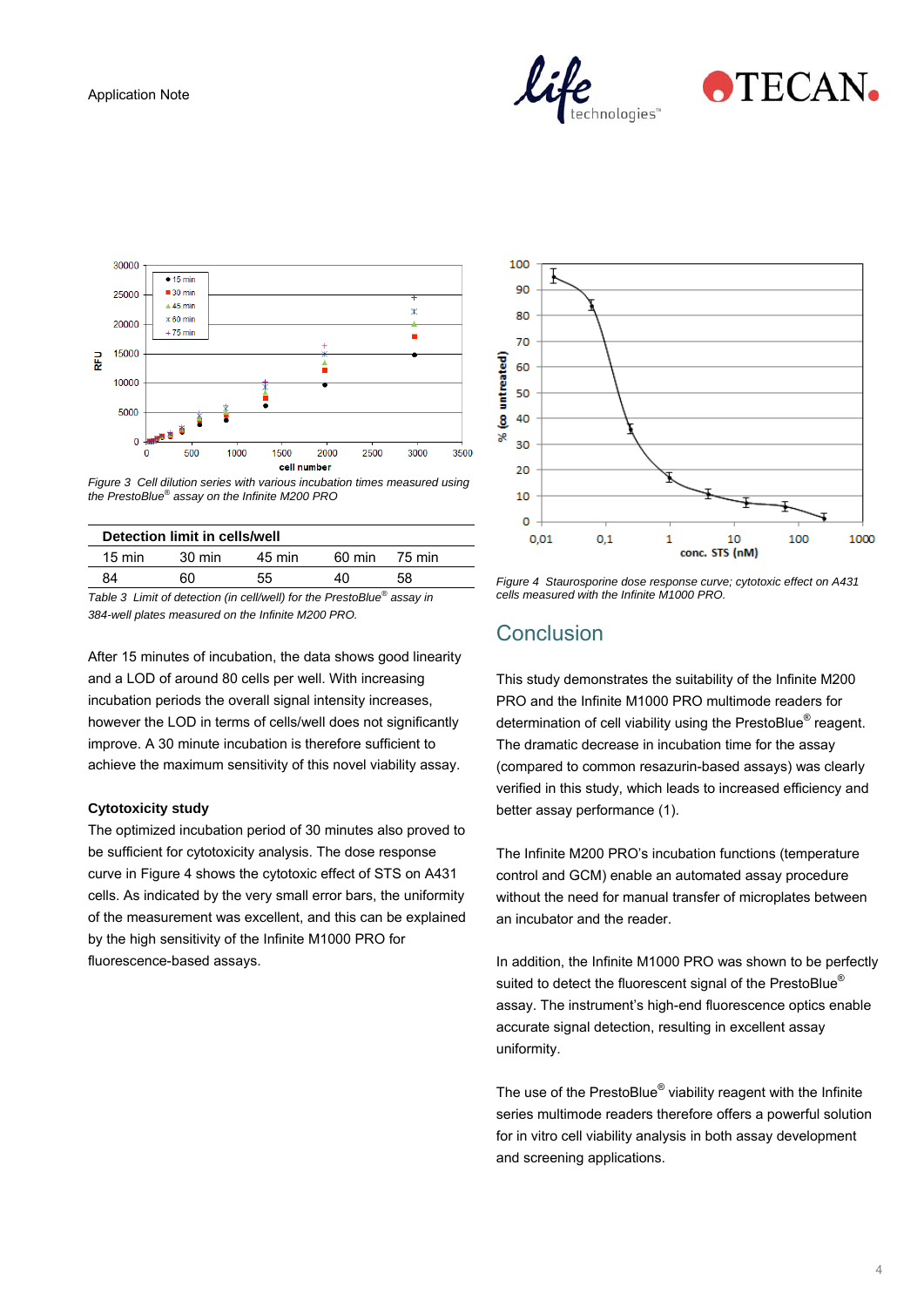*Figure 3 Cell dilution series with various incubation times measured using the PrestoBlue® assay on the Infinite M200 PRO*

| Detection limit in cells/well | | | | |
| --- | --- | --- | --- | --- |
| 15 min | 30 min | 45 min | 60 min | 75 min |
| 84 | 60 | 55 | 40 | 58 |

*Table 3 Limit of detection (in cell/well) for the PrestoBlue® assay in 384-well plates measured on the Infinite M200 PRO.*

After 15 minutes of incubation, the data shows good linearity and a LOD of around 80 cells per well. With increasing incubation periods the overall signal intensity increases, however the LOD in terms of cells/well does not significantly improve. A 30 minute incubation is therefore sufficient to achieve the maximum sensitivity of this novel viability assay.

**Cytotoxicity study**

The optimized incubation period of 30 minutes also proved to be sufficient for cytotoxicity analysis. The dose response curve in Figure 4 shows the cytotoxic effect of STS on A431 cells. As indicated by the very small error bars, the uniformity of the measurement was excellent, and this can be explained by the high sensitivity of the Infinite M1000 PRO for fluorescence-based assays.

*Figure 4 Staurosporine dose response curve; cytotoxic effect on A431 cells measured with the Infinite M1000 PRO.*

## Conclusion

This study demonstrates the suitability of the Infinite M200 PRO and the Infinite M1000 PRO multimode readers for determination of cell viability using the PrestoBlue® reagent. The dramatic decrease in incubation time for the assay (compared to common resazurin-based assays) was clearly verified in this study, which leads to increased efficiency and better assay performance (1).

The Infinite M200 PRO's incubation functions (temperature control and GCM) enable an automated assay procedure without the need for manual transfer of microplates between an incubator and the reader.

In addition, the Infinite M1000 PRO was shown to be perfectly suited to detect the fluorescent signal of the PrestoBlue® assay. The instrument's high-end fluorescence optics enable accurate signal detection, resulting in excellent assay uniformity.

The use of the PrestoBlue® viability reagent with the Infinite series multimode readers therefore offers a powerful solution for in vitro cell viability analysis in both assay development and screening applications.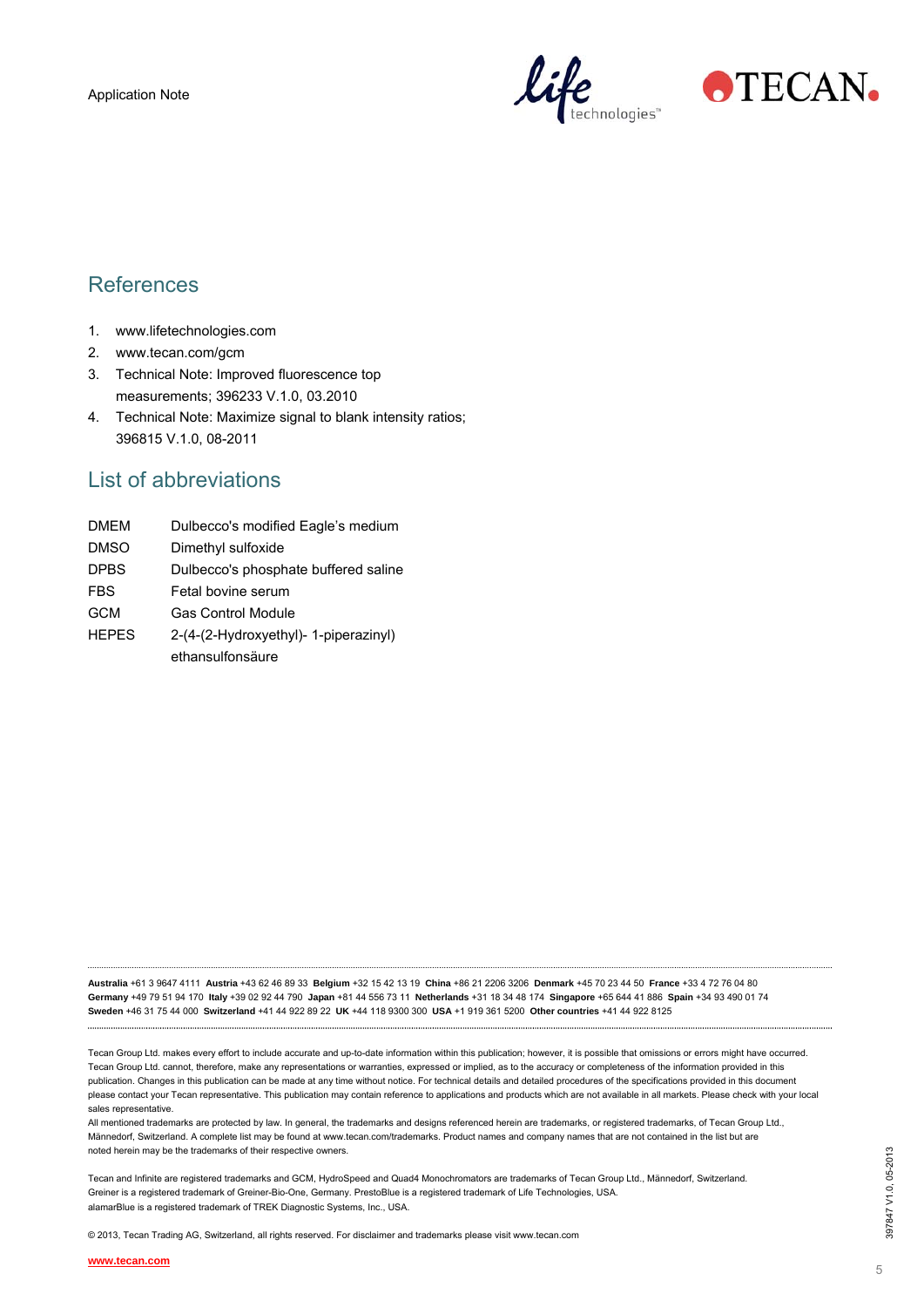## References

1. www.lifetechnologies.com
2. www.tecan.com/gcm
3. Technical Note: Improved fluorescence top measurements; 396233 V.1.0, 03.2010
4. Technical Note: Maximize signal to blank intensity ratios; 396815 V.1.0, 08-2011

## List of abbreviations

| | |
|---|---|
| DMEM | Dulbecco's modified Eagle's medium |
| DMSO | Dimethyl sulfoxide |
| DPBS | Dulbecco's phosphate buffered saline |
| FBS | Fetal bovine serum |
| GCM | Gas Control Module |
| HEPES | 2-(4-(2-Hydroxyethyl)- 1-piperazinyl) ethansulfonsäure |

**Australia** +61 3 9647 4111 **Austria** +43 62 46 89 33 **Belgium** +32 15 42 13 19 **China** +86 21 2206 3206 **Denmark** +45 70 23 44 50 **France** +33 4 72 76 04 80 **Germany** +49 79 51 94 170 **Italy** +39 02 92 44 790 **Japan** +81 44 556 73 11 **Netherlands** +31 18 34 48 174 **Singapore** +65 644 41 886 **Spain** +34 93 490 01 74 **Sweden** +46 31 75 44 000 **Switzerland** +41 44 922 89 22 **UK** +44 118 9300 300 **USA** +1 919 361 5200 **Other countries** +41 44 922 8125

Tecan Group Ltd. makes every effort to include accurate and up-to-date information within this publication; however, it is possible that omissions or errors might have occurred. Tecan Group Ltd. cannot, therefore, make any representations or warranties, expressed or implied, as to the accuracy or completeness of the information provided in this publication. Changes in this publication can be made at any time without notice. For technical details and detailed procedures of the specifications provided in this document please contact your Tecan representative. This publication may contain reference to applications and products which are not available in all markets. Please check with your local sales representative.
All mentioned trademarks are protected by law. In general, the trademarks and designs referenced herein are trademarks, or registered trademarks, of Tecan Group Ltd., Männedorf, Switzerland. A complete list may be found at www.tecan.com/trademarks. Product names and company names that are not contained in the list but are noted herein may be the trademarks of their respective owners.

Tecan and Infinite are registered trademarks and GCM, HydroSpeed and Quad4 Monochromators are trademarks of Tecan Group Ltd., Männedorf, Switzerland.
Greiner is a registered trademark of Greiner-Bio-One, Germany. PrestoBlue is a registered trademark of Life Technologies, USA.
alamarBlue is a registered trademark of TREK Diagnostic Systems, Inc., USA.

© 2013, Tecan Trading AG, Switzerland, all rights reserved. For disclaimer and trademarks please visit www.tecan.com

397847 V1.0, 05-2013

www.tecan.com